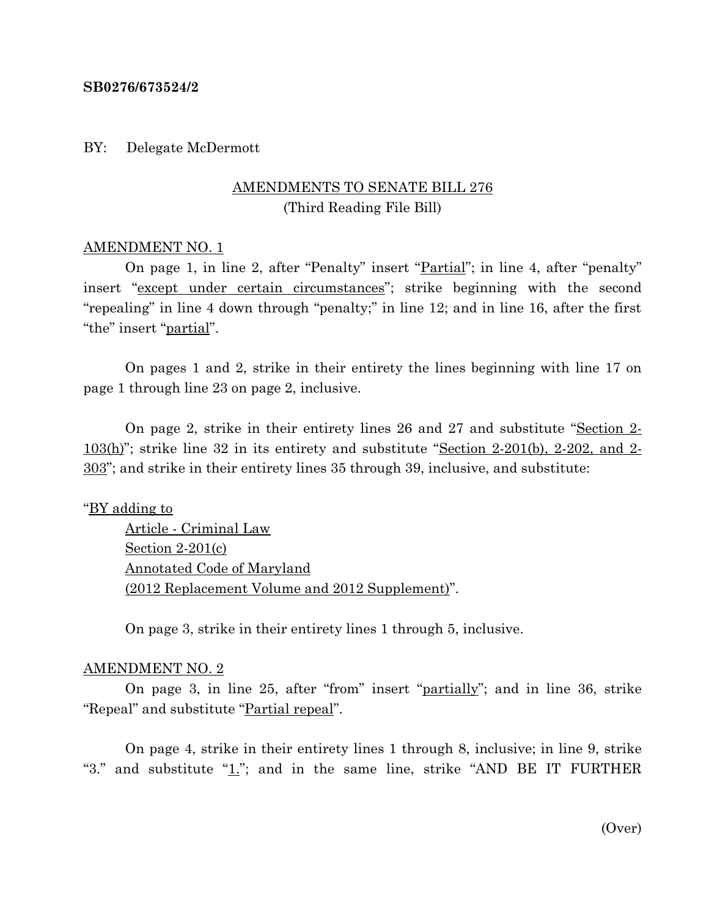**SB0276/673524/2**

BY: Delegate McDermott

AMENDMENTS TO SENATE BILL 276
(Third Reading File Bill)

AMENDMENT NO. 1

On page 1, in line 2, after "Penalty" insert "Partial"; in line 4, after "penalty" insert "except under certain circumstances"; strike beginning with the second "repealing" in line 4 down through "penalty;" in line 12; and in line 16, after the first "the" insert "partial".

On pages 1 and 2, strike in their entirety the lines beginning with line 17 on page 1 through line 23 on page 2, inclusive.

On page 2, strike in their entirety lines 26 and 27 and substitute "Section 2-103(h)"; strike line 32 in its entirety and substitute "Section 2-201(b), 2-202, and 2-303"; and strike in their entirety lines 35 through 39, inclusive, and substitute:

"BY adding to
Article - Criminal Law
Section 2-201(c)
Annotated Code of Maryland
(2012 Replacement Volume and 2012 Supplement)".

On page 3, strike in their entirety lines 1 through 5, inclusive.

AMENDMENT NO. 2

On page 3, in line 25, after "from" insert "partially"; and in line 36, strike "Repeal" and substitute "Partial repeal".

On page 4, strike in their entirety lines 1 through 8, inclusive; in line 9, strike "3." and substitute "1."; and in the same line, strike "AND BE IT FURTHER

(Over)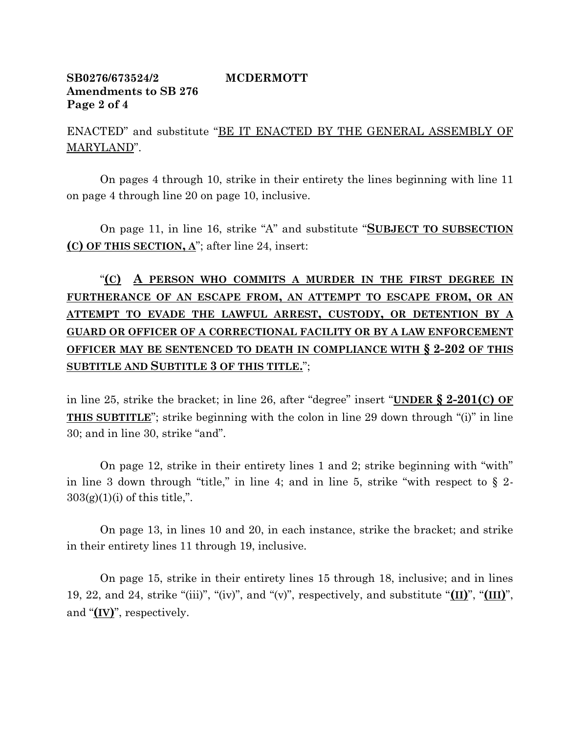ENACTED" and substitute "BE IT ENACTED BY THE GENERAL ASSEMBLY OF MARYLAND".

On pages 4 through 10, strike in their entirety the lines beginning with line 11 on page 4 through line 20 on page 10, inclusive.

On page 11, in line 16, strike "A" and substitute "**SUBJECT TO SUBSECTION (C) OF THIS SECTION, A**"; after line 24, insert:

"**(C) A PERSON WHO COMMITS A MURDER IN THE FIRST DEGREE IN FURTHERANCE OF AN ESCAPE FROM, AN ATTEMPT TO ESCAPE FROM, OR AN ATTEMPT TO EVADE THE LAWFUL ARREST, CUSTODY, OR DETENTION BY A GUARD OR OFFICER OF A CORRECTIONAL FACILITY OR BY A LAW ENFORCEMENT OFFICER MAY BE SENTENCED TO DEATH IN COMPLIANCE WITH § 2-202 OF THIS SUBTITLE AND SUBTITLE 3 OF THIS TITLE.**";

in line 25, strike the bracket; in line 26, after "degree" insert "**UNDER § 2-201(C) OF THIS SUBTITLE**"; strike beginning with the colon in line 29 down through "(i)" in line 30; and in line 30, strike "and".

On page 12, strike in their entirety lines 1 and 2; strike beginning with "with" in line 3 down through "title," in line 4; and in line 5, strike "with respect to § 2-303(g)(1)(i) of this title,".

On page 13, in lines 10 and 20, in each instance, strike the bracket; and strike in their entirety lines 11 through 19, inclusive.

On page 15, strike in their entirety lines 15 through 18, inclusive; and in lines 19, 22, and 24, strike "(iii)", "(iv)", and "(v)", respectively, and substitute "**(II)**", "**(III)**", and "**(IV)**", respectively.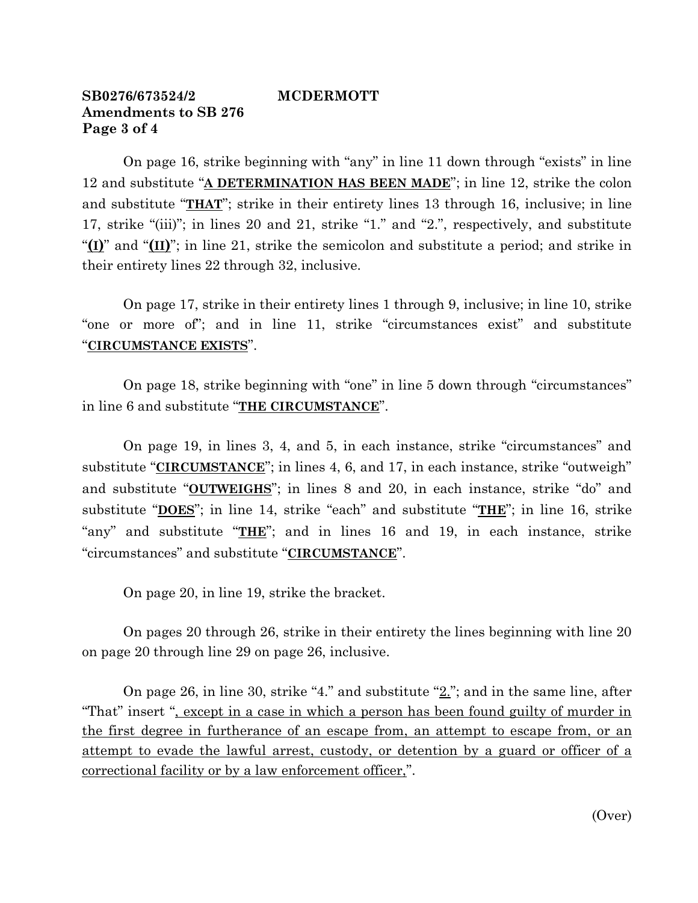**SB0276/673524/2 MCDERMOTT**
**Amendments to SB 276**
**Page 3 of 4**

On page 16, strike beginning with "any" in line 11 down through "exists" in line 12 and substitute "**A DETERMINATION HAS BEEN MADE**"; in line 12, strike the colon and substitute "**THAT**"; strike in their entirety lines 13 through 16, inclusive; in line 17, strike "(iii)"; in lines 20 and 21, strike "1." and "2.", respectively, and substitute "**(I)**" and "**(II)**"; in line 21, strike the semicolon and substitute a period; and strike in their entirety lines 22 through 32, inclusive.

On page 17, strike in their entirety lines 1 through 9, inclusive; in line 10, strike "one or more of"; and in line 11, strike "circumstances exist" and substitute "**CIRCUMSTANCE EXISTS**".

On page 18, strike beginning with "one" in line 5 down through "circumstances" in line 6 and substitute "**THE CIRCUMSTANCE**".

On page 19, in lines 3, 4, and 5, in each instance, strike "circumstances" and substitute "**CIRCUMSTANCE**"; in lines 4, 6, and 17, in each instance, strike "outweigh" and substitute "**OUTWEIGHS**"; in lines 8 and 20, in each instance, strike "do" and substitute "**DOES**"; in line 14, strike "each" and substitute "**THE**"; in line 16, strike "any" and substitute "**THE**"; and in lines 16 and 19, in each instance, strike "circumstances" and substitute "**CIRCUMSTANCE**".

On page 20, in line 19, strike the bracket.

On pages 20 through 26, strike in their entirety the lines beginning with line 20 on page 20 through line 29 on page 26, inclusive.

On page 26, in line 30, strike "4." and substitute "2."; and in the same line, after "That" insert ", except in a case in which a person has been found guilty of murder in the first degree in furtherance of an escape from, an attempt to escape from, or an attempt to evade the lawful arrest, custody, or detention by a guard or officer of a correctional facility or by a law enforcement officer,".

(Over)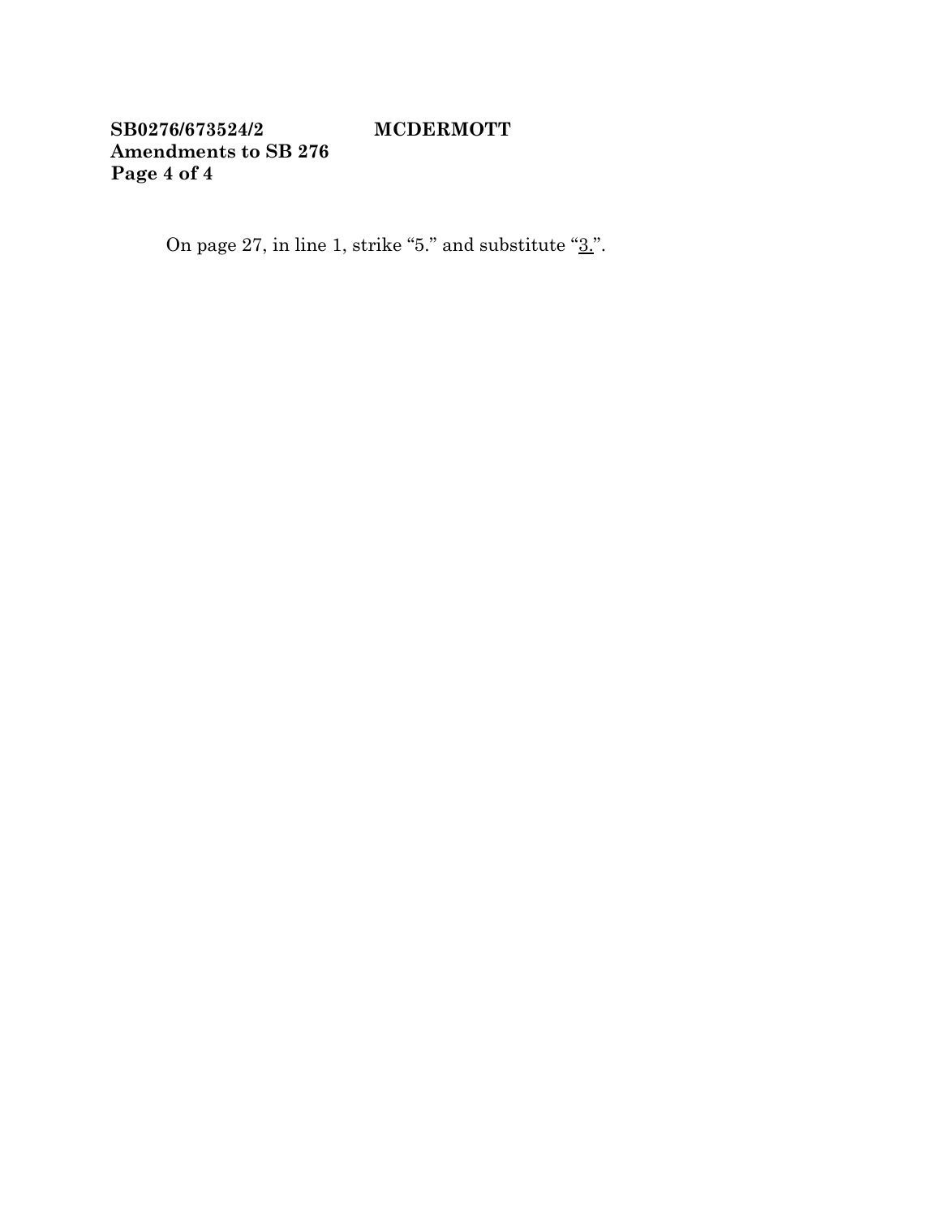On page 27, in line 1, strike "5." and substitute "3.".